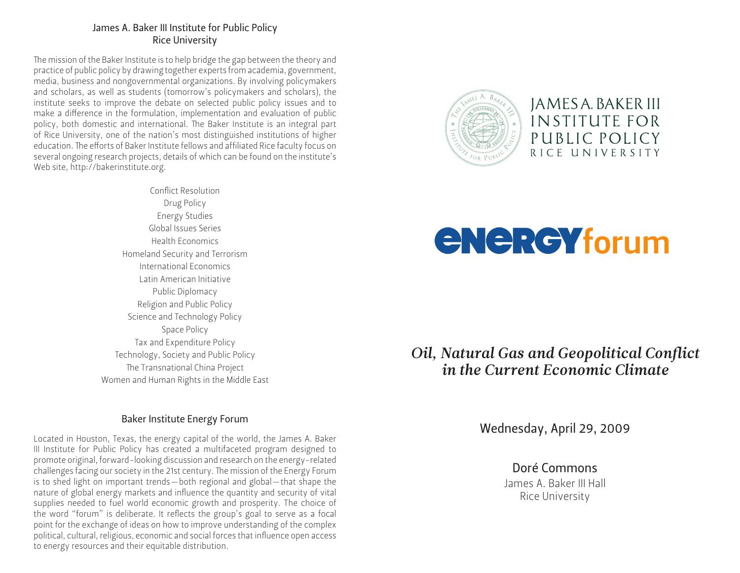## James A. Baker III Institute for Public Policy
## Rice University

The mission of the Baker Institute is to help bridge the gap between the theory and practice of public policy by drawing together experts from academia, government, media, business and nongovernmental organizations. By involving policymakers and scholars, as well as students (tomorrow's policymakers and scholars), the institute seeks to improve the debate on selected public policy issues and to make a difference in the formulation, implementation and evaluation of public policy, both domestic and international. The Baker Institute is an integral part of Rice University, one of the nation's most distinguished institutions of higher education. The efforts of Baker Institute fellows and affiliated Rice faculty focus on several ongoing research projects, details of which can be found on the institute's Web site, http://bakerinstitute.org.

Conflict Resolution
Drug Policy
Energy Studies
Global Issues Series
Health Economics
Homeland Security and Terrorism
International Economics
Latin American Initiative
Public Diplomacy
Religion and Public Policy
Science and Technology Policy
Space Policy
Tax and Expenditure Policy
Technology, Society and Public Policy
The Transnational China Project
Women and Human Rights in the Middle East

## Baker Institute Energy Forum

Located in Houston, Texas, the energy capital of the world, the James A. Baker III Institute for Public Policy has created a multifaceted program designed to promote original, forward-looking discussion and research on the energy-related challenges facing our society in the 21st century. The mission of the Energy Forum is to shed light on important trends—both regional and global—that shape the nature of global energy markets and influence the quantity and security of vital supplies needed to fuel world economic growth and prosperity. The choice of the word "forum" is deliberate. It reflects the group's goal to serve as a focal point for the exchange of ideas on how to improve understanding of the complex political, cultural, religious, economic and social forces that influence open access to energy resources and their equitable distribution.

JAMES A. BAKER III
INSTITUTE FOR
PUBLIC POLICY
RICE UNIVERSITY

# ENERGY forum

# *Oil, Natural Gas and Geopolitical Conflict in the Current Economic Climate*

Wednesday, April 29, 2009

Doré Commons
James A. Baker III Hall
Rice University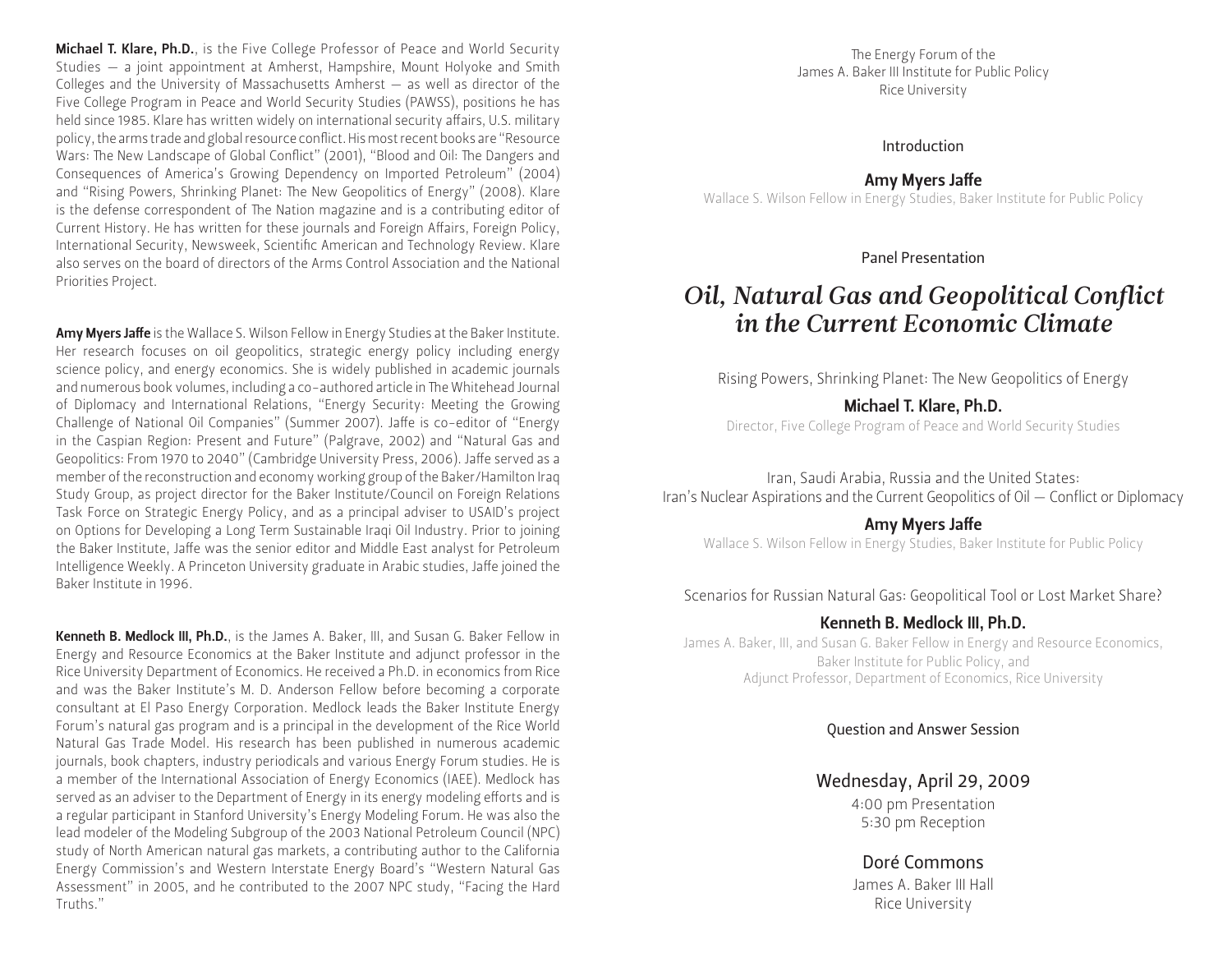**Michael T. Klare, Ph.D.**, is the Five College Professor of Peace and World Security Studies — a joint appointment at Amherst, Hampshire, Mount Holyoke and Smith Colleges and the University of Massachusetts Amherst — as well as director of the Five College Program in Peace and World Security Studies (PAWSS), positions he has held since 1985. Klare has written widely on international security affairs, U.S. military policy, the arms trade and global resource conflict. His most recent books are "Resource Wars: The New Landscape of Global Conflict" (2001), "Blood and Oil: The Dangers and Consequences of America's Growing Dependency on Imported Petroleum" (2004) and "Rising Powers, Shrinking Planet: The New Geopolitics of Energy" (2008). Klare is the defense correspondent of The Nation magazine and is a contributing editor of Current History. He has written for these journals and Foreign Affairs, Foreign Policy, International Security, Newsweek, Scientific American and Technology Review. Klare also serves on the board of directors of the Arms Control Association and the National Priorities Project.

**Amy Myers Jaffe** is the Wallace S. Wilson Fellow in Energy Studies at the Baker Institute. Her research focuses on oil geopolitics, strategic energy policy including energy science policy, and energy economics. She is widely published in academic journals and numerous book volumes, including a co-authored article in The Whitehead Journal of Diplomacy and International Relations, "Energy Security: Meeting the Growing Challenge of National Oil Companies" (Summer 2007). Jaffe is co-editor of "Energy in the Caspian Region: Present and Future" (Palgrave, 2002) and "Natural Gas and Geopolitics: From 1970 to 2040" (Cambridge University Press, 2006). Jaffe served as a member of the reconstruction and economy working group of the Baker/Hamilton Iraq Study Group, as project director for the Baker Institute/Council on Foreign Relations Task Force on Strategic Energy Policy, and as a principal adviser to USAID's project on Options for Developing a Long Term Sustainable Iraqi Oil Industry. Prior to joining the Baker Institute, Jaffe was the senior editor and Middle East analyst for Petroleum Intelligence Weekly. A Princeton University graduate in Arabic studies, Jaffe joined the Baker Institute in 1996.

**Kenneth B. Medlock III, Ph.D.**, is the James A. Baker, III, and Susan G. Baker Fellow in Energy and Resource Economics at the Baker Institute and adjunct professor in the Rice University Department of Economics. He received a Ph.D. in economics from Rice and was the Baker Institute's M. D. Anderson Fellow before becoming a corporate consultant at El Paso Energy Corporation. Medlock leads the Baker Institute Energy Forum's natural gas program and is a principal in the development of the Rice World Natural Gas Trade Model. His research has been published in numerous academic journals, book chapters, industry periodicals and various Energy Forum studies. He is a member of the International Association of Energy Economics (IAEE). Medlock has served as an adviser to the Department of Energy in its energy modeling efforts and is a regular participant in Stanford University's Energy Modeling Forum. He was also the lead modeler of the Modeling Subgroup of the 2003 National Petroleum Council (NPC) study of North American natural gas markets, a contributing author to the California Energy Commission's and Western Interstate Energy Board's "Western Natural Gas Assessment" in 2005, and he contributed to the 2007 NPC study, "Facing the Hard Truths."

The Energy Forum of the
James A. Baker III Institute for Public Policy
Rice University

Introduction

**Amy Myers Jaffe**
Wallace S. Wilson Fellow in Energy Studies, Baker Institute for Public Policy

Panel Presentation

# *Oil, Natural Gas and Geopolitical Conflict in the Current Economic Climate*

Rising Powers, Shrinking Planet: The New Geopolitics of Energy

**Michael T. Klare, Ph.D.**
Director, Five College Program of Peace and World Security Studies

Iran, Saudi Arabia, Russia and the United States:
Iran's Nuclear Aspirations and the Current Geopolitics of Oil — Conflict or Diplomacy

**Amy Myers Jaffe**
Wallace S. Wilson Fellow in Energy Studies, Baker Institute for Public Policy

Scenarios for Russian Natural Gas: Geopolitical Tool or Lost Market Share?

**Kenneth B. Medlock III, Ph.D.**
James A. Baker, III, and Susan G. Baker Fellow in Energy and Resource Economics,
Baker Institute for Public Policy, and
Adjunct Professor, Department of Economics, Rice University

Question and Answer Session

Wednesday, April 29, 2009
4:00 pm Presentation
5:30 pm Reception

Doré Commons
James A. Baker III Hall
Rice University